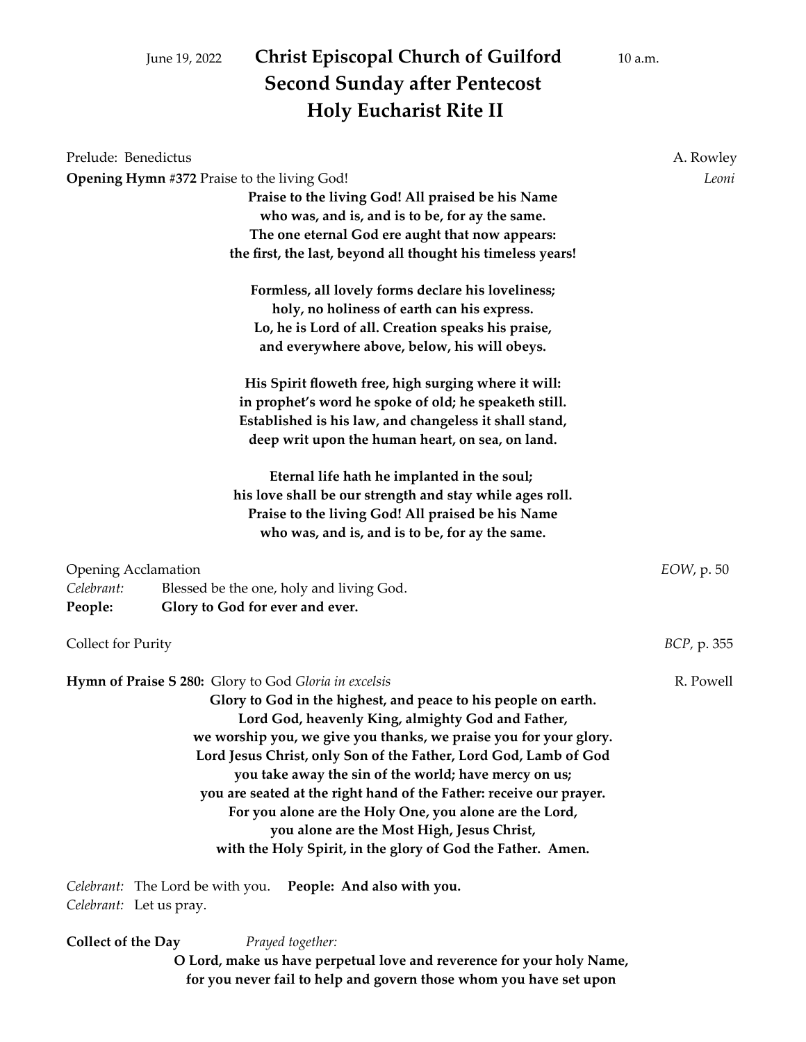June 19, 2022 **Christ Episcopal Church of Guilford** 10 a.m.

# Second Sunday after Pentecost
# Holy Eucharist Rite II

Prelude: Benedictus A. Rowley

**Opening Hymn #372** Praise to the living God! *Leoni*

**Praise to the living God! All praised be his Name**
**who was, and is, and is to be, for ay the same.**
**The one eternal God ere aught that now appears:**
**the first, the last, beyond all thought his timeless years!**

**Formless, all lovely forms declare his loveliness;**
**holy, no holiness of earth can his express.**
**Lo, he is Lord of all. Creation speaks his praise,**
**and everywhere above, below, his will obeys.**

**His Spirit floweth free, high surging where it will:**
**in prophet's word he spoke of old; he speaketh still.**
**Established is his law, and changeless it shall stand,**
**deep writ upon the human heart, on sea, on land.**

**Eternal life hath he implanted in the soul;**
**his love shall be our strength and stay while ages roll.**
**Praise to the living God! All praised be his Name**
**who was, and is, and is to be, for ay the same.**

Opening Acclamation *EOW*, p. 50

*Celebrant:* Blessed be the one, holy and living God.
**People: Glory to God for ever and ever.**

Collect for Purity *BCP*, p. 355

**Hymn of Praise S 280:** Glory to God *Gloria in excelsis* R. Powell

**Glory to God in the highest, and peace to his people on earth.**
**Lord God, heavenly King, almighty God and Father,**
**we worship you, we give you thanks, we praise you for your glory.**
**Lord Jesus Christ, only Son of the Father, Lord God, Lamb of God**
**you take away the sin of the world; have mercy on us;**
**you are seated at the right hand of the Father: receive our prayer.**
**For you alone are the Holy One, you alone are the Lord,**
**you alone are the Most High, Jesus Christ,**
**with the Holy Spirit, in the glory of God the Father. Amen.**

*Celebrant:* The Lord be with you. **People: And also with you.**
*Celebrant:* Let us pray.

**Collect of the Day** *Prayed together:*

**O Lord, make us have perpetual love and reverence for your holy Name,**
**for you never fail to help and govern those whom you have set upon**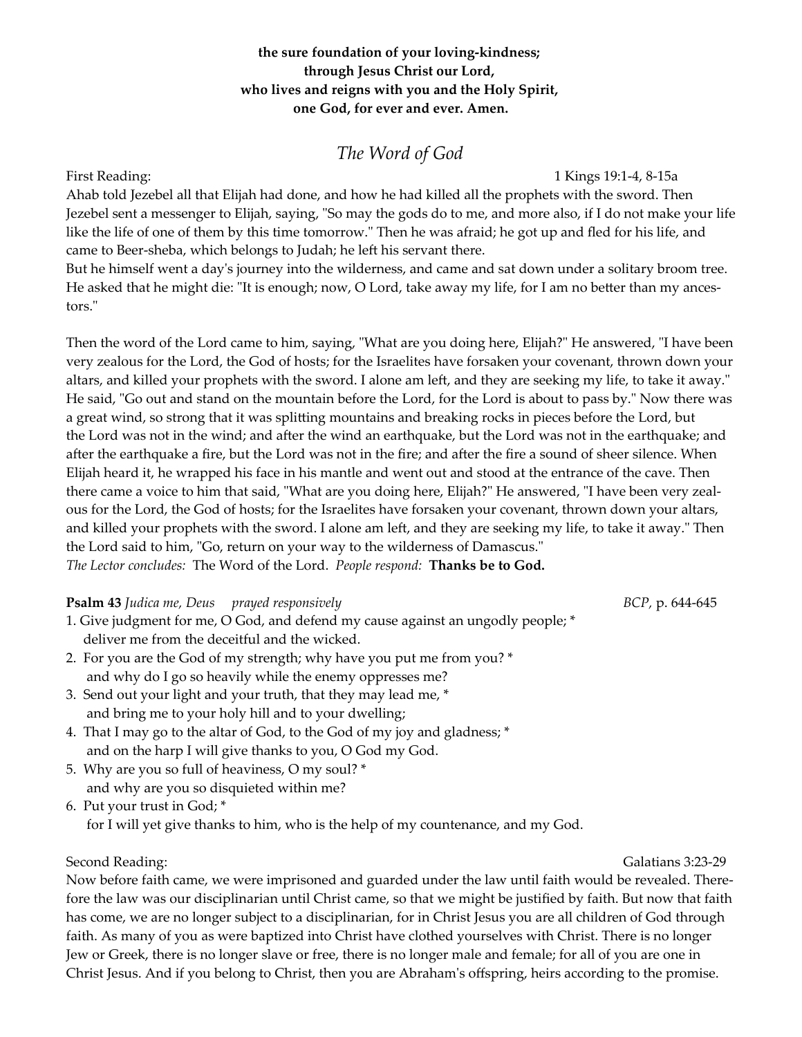**the sure foundation of your loving-kindness;**
**through Jesus Christ our Lord,**
**who lives and reigns with you and the Holy Spirit,**
**one God, for ever and ever. Amen.**

## *The Word of God*

First Reading: 1 Kings 19:1-4, 8-15a

Ahab told Jezebel all that Elijah had done, and how he had killed all the prophets with the sword. Then Jezebel sent a messenger to Elijah, saying, "So may the gods do to me, and more also, if I do not make your life like the life of one of them by this time tomorrow." Then he was afraid; he got up and fled for his life, and came to Beer-sheba, which belongs to Judah; he left his servant there.
But he himself went a day's journey into the wilderness, and came and sat down under a solitary broom tree. He asked that he might die: "It is enough; now, O Lord, take away my life, for I am no better than my ancestors."

Then the word of the Lord came to him, saying, "What are you doing here, Elijah?" He answered, "I have been very zealous for the Lord, the God of hosts; for the Israelites have forsaken your covenant, thrown down your altars, and killed your prophets with the sword. I alone am left, and they are seeking my life, to take it away." He said, "Go out and stand on the mountain before the Lord, for the Lord is about to pass by." Now there was a great wind, so strong that it was splitting mountains and breaking rocks in pieces before the Lord, but the Lord was not in the wind; and after the wind an earthquake, but the Lord was not in the earthquake; and after the earthquake a fire, but the Lord was not in the fire; and after the fire a sound of sheer silence. When Elijah heard it, he wrapped his face in his mantle and went out and stood at the entrance of the cave. Then there came a voice to him that said, "What are you doing here, Elijah?" He answered, "I have been very zealous for the Lord, the God of hosts; for the Israelites have forsaken your covenant, thrown down your altars, and killed your prophets with the sword. I alone am left, and they are seeking my life, to take it away." Then the Lord said to him, "Go, return on your way to the wilderness of Damascus."
*The Lector concludes:* The Word of the Lord. *People respond:* **Thanks be to God.**

**Psalm 43** *Judica me, Deus prayed responsively* *BCP*, p. 644-645

1. Give judgment for me, O God, and defend my cause against an ungodly people; *
   deliver me from the deceitful and the wicked.
2. For you are the God of my strength; why have you put me from you? *
   and why do I go so heavily while the enemy oppresses me?
3. Send out your light and your truth, that they may lead me, *
   and bring me to your holy hill and to your dwelling;
4. That I may go to the altar of God, to the God of my joy and gladness; *
   and on the harp I will give thanks to you, O God my God.
5. Why are you so full of heaviness, O my soul? *
   and why are you so disquieted within me?
6. Put your trust in God; *
   for I will yet give thanks to him, who is the help of my countenance, and my God.

Second Reading: Galatians 3:23-29

Now before faith came, we were imprisoned and guarded under the law until faith would be revealed. Therefore the law was our disciplinarian until Christ came, so that we might be justified by faith. But now that faith has come, we are no longer subject to a disciplinarian, for in Christ Jesus you are all children of God through faith. As many of you as were baptized into Christ have clothed yourselves with Christ. There is no longer Jew or Greek, there is no longer slave or free, there is no longer male and female; for all of you are one in Christ Jesus. And if you belong to Christ, then you are Abraham's offspring, heirs according to the promise.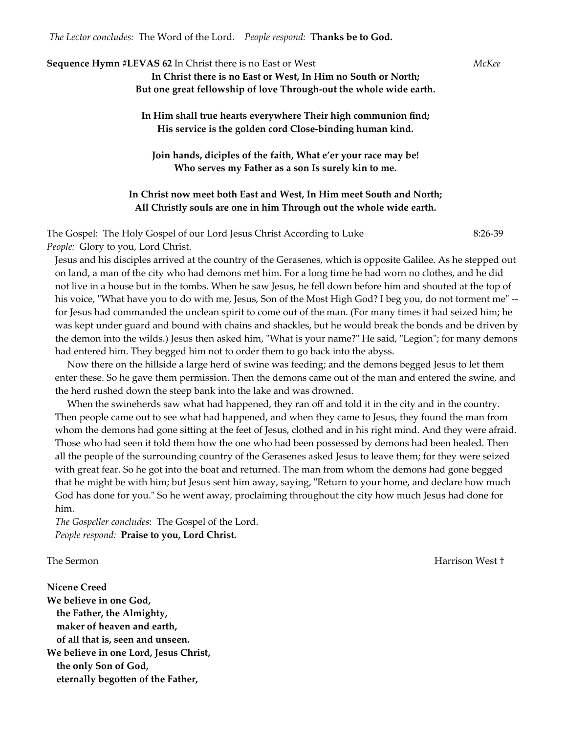*The Lector concludes:* The Word of the Lord. *People respond:* **Thanks be to God.**

**Sequence Hymn #LEVAS 62** In Christ there is no East or West *McKee*

**In Christ there is no East or West, In Him no South or North;**
**But one great fellowship of love Through-out the whole wide earth.**

**In Him shall true hearts everywhere Their high communion find;**
**His service is the golden cord Close-binding human kind.**

**Join hands, diciples of the faith, What e'er your race may be!**
**Who serves my Father as a son Is surely kin to me.**

**In Christ now meet both East and West, In Him meet South and North;**
**All Christly souls are one in him Through out the whole wide earth.**

The Gospel: The Holy Gospel of our Lord Jesus Christ According to Luke 8:26-39
*People:* Glory to you, Lord Christ.

Jesus and his disciples arrived at the country of the Gerasenes, which is opposite Galilee. As he stepped out on land, a man of the city who had demons met him. For a long time he had worn no clothes, and he did not live in a house but in the tombs. When he saw Jesus, he fell down before him and shouted at the top of his voice, "What have you to do with me, Jesus, Son of the Most High God? I beg you, do not torment me" -- for Jesus had commanded the unclean spirit to come out of the man. (For many times it had seized him; he was kept under guard and bound with chains and shackles, but he would break the bonds and be driven by the demon into the wilds.) Jesus then asked him, "What is your name?" He said, "Legion"; for many demons had entered him. They begged him not to order them to go back into the abyss.

Now there on the hillside a large herd of swine was feeding; and the demons begged Jesus to let them enter these. So he gave them permission. Then the demons came out of the man and entered the swine, and the herd rushed down the steep bank into the lake and was drowned.

When the swineherds saw what had happened, they ran off and told it in the city and in the country. Then people came out to see what had happened, and when they came to Jesus, they found the man from whom the demons had gone sitting at the feet of Jesus, clothed and in his right mind. And they were afraid. Those who had seen it told them how the one who had been possessed by demons had been healed. Then all the people of the surrounding country of the Gerasenes asked Jesus to leave them; for they were seized with great fear. So he got into the boat and returned. The man from whom the demons had gone begged that he might be with him; but Jesus sent him away, saying, "Return to your home, and declare how much God has done for you." So he went away, proclaiming throughout the city how much Jesus had done for him.

*The Gospeller concludes*: The Gospel of the Lord.
*People respond:* **Praise to you, Lord Christ.**

The Sermon Harrison West †

**Nicene Creed**
**We believe in one God,**
**the Father, the Almighty,**
**maker of heaven and earth,**
**of all that is, seen and unseen.**
**We believe in one Lord, Jesus Christ,**
**the only Son of God,**
**eternally begotten of the Father,**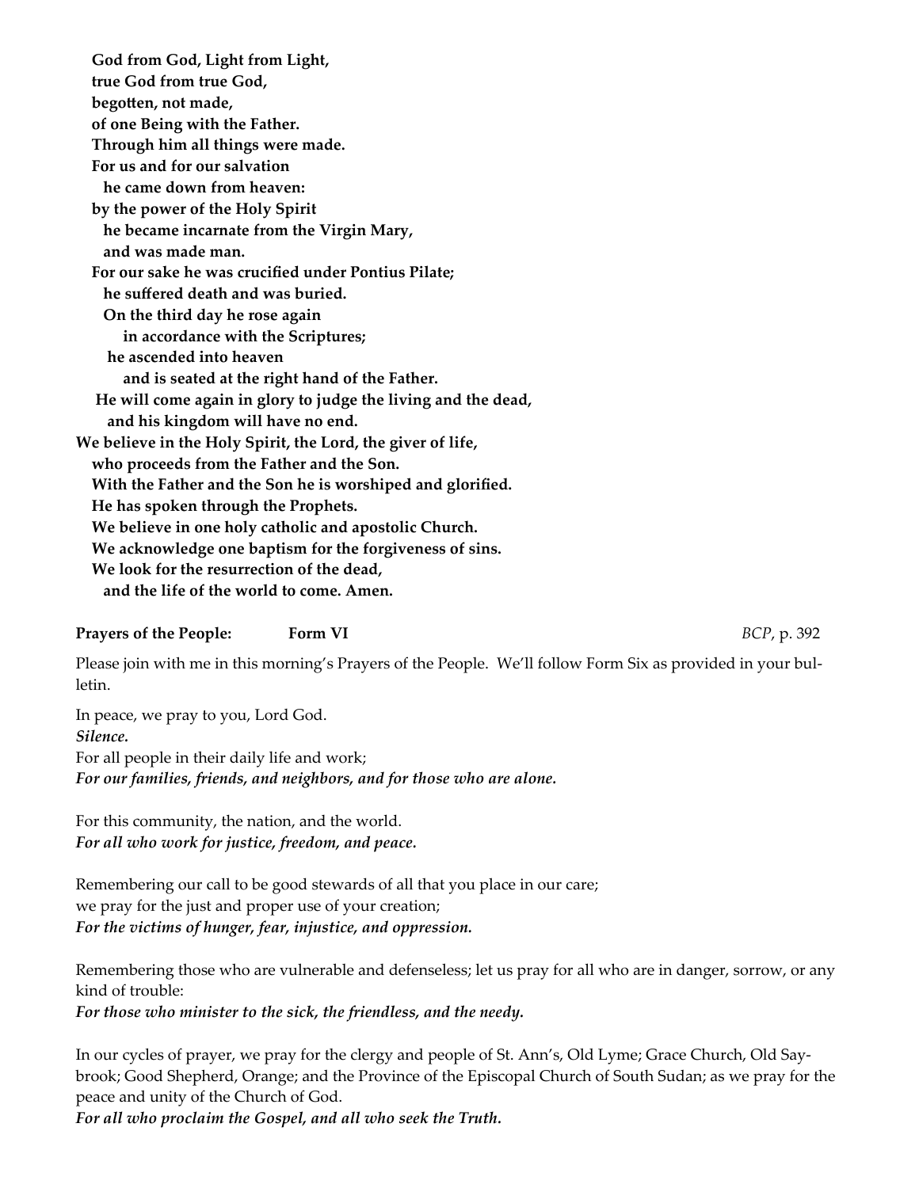**God from God, Light from Light,**
**true God from true God,**
**begotten, not made,**
**of one Being with the Father.**
**Through him all things were made.**
**For us and for our salvation**
**he came down from heaven:**
**by the power of the Holy Spirit**
**he became incarnate from the Virgin Mary,**
**and was made man.**
**For our sake he was crucified under Pontius Pilate;**
**he suffered death and was buried.**
**On the third day he rose again**
**in accordance with the Scriptures;**
**he ascended into heaven**
**and is seated at the right hand of the Father.**
**He will come again in glory to judge the living and the dead,**
**and his kingdom will have no end.**
**We believe in the Holy Spirit, the Lord, the giver of life,**
**who proceeds from the Father and the Son.**
**With the Father and the Son he is worshiped and glorified.**
**He has spoken through the Prophets.**
**We believe in one holy catholic and apostolic Church.**
**We acknowledge one baptism for the forgiveness of sins.**
**We look for the resurrection of the dead,**
**and the life of the world to come. Amen.**

**Prayers of the People: Form VI** *BCP*, p. 392

Please join with me in this morning's Prayers of the People. We'll follow Form Six as provided in your bulletin.

In peace, we pray to you, Lord God.
***Silence.***
For all people in their daily life and work;
***For our families, friends, and neighbors, and for those who are alone.***

For this community, the nation, and the world.
***For all who work for justice, freedom, and peace.***

Remembering our call to be good stewards of all that you place in our care;
we pray for the just and proper use of your creation;
***For the victims of hunger, fear, injustice, and oppression.***

Remembering those who are vulnerable and defenseless; let us pray for all who are in danger, sorrow, or any kind of trouble:
***For those who minister to the sick, the friendless, and the needy.***

In our cycles of prayer, we pray for the clergy and people of St. Ann's, Old Lyme; Grace Church, Old Saybrook; Good Shepherd, Orange; and the Province of the Episcopal Church of South Sudan; as we pray for the peace and unity of the Church of God.
***For all who proclaim the Gospel, and all who seek the Truth.***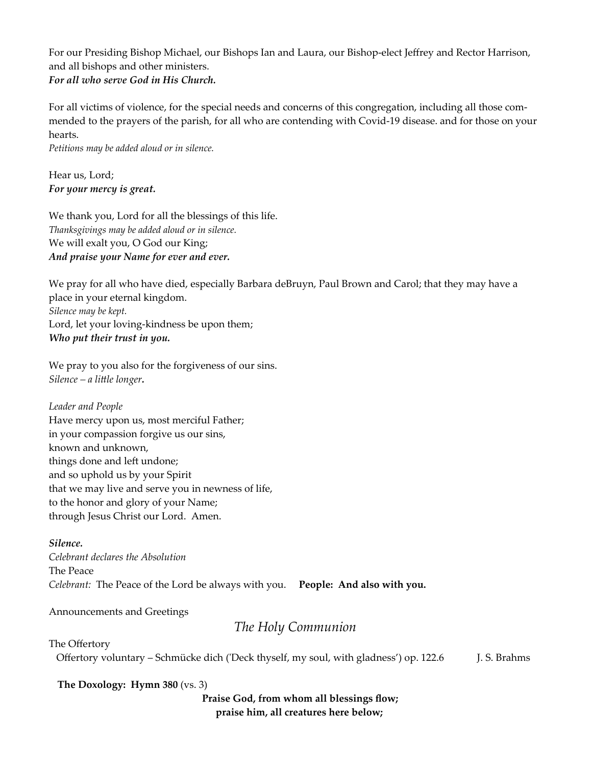For our Presiding Bishop Michael, our Bishops Ian and Laura, our Bishop-elect Jeffrey and Rector Harrison, and all bishops and other ministers.
***For all who serve God in His Church.***

For all victims of violence, for the special needs and concerns of this congregation, including all those commended to the prayers of the parish, for all who are contending with Covid-19 disease. and for those on your hearts.
*Petitions may be added aloud or in silence.*

Hear us, Lord;
***For your mercy is great.***

We thank you, Lord for all the blessings of this life.
*Thanksgivings may be added aloud or in silence.*
We will exalt you, O God our King;
***And praise your Name for ever and ever.***

We pray for all who have died, especially Barbara deBruyn, Paul Brown and Carol; that they may have a place in your eternal kingdom.
*Silence may be kept.*
Lord, let your loving-kindness be upon them;
***Who put their trust in you.***

We pray to you also for the forgiveness of our sins.
*Silence – a little longer.*

*Leader and People*
Have mercy upon us, most merciful Father;
in your compassion forgive us our sins,
known and unknown,
things done and left undone;
and so uphold us by your Spirit
that we may live and serve you in newness of life,
to the honor and glory of your Name;
through Jesus Christ our Lord. Amen.

***Silence.***
*Celebrant declares the Absolution*
The Peace
*Celebrant:* The Peace of the Lord be always with you. **People: And also with you.**

Announcements and Greetings

## *The Holy Communion*

The Offertory
Offertory voluntary – Schmücke dich ('Deck thyself, my soul, with gladness') op. 122.6 J. S. Brahms

**The Doxology: Hymn 380** (vs. 3)

**Praise God, from whom all blessings flow;**
**praise him, all creatures here below;**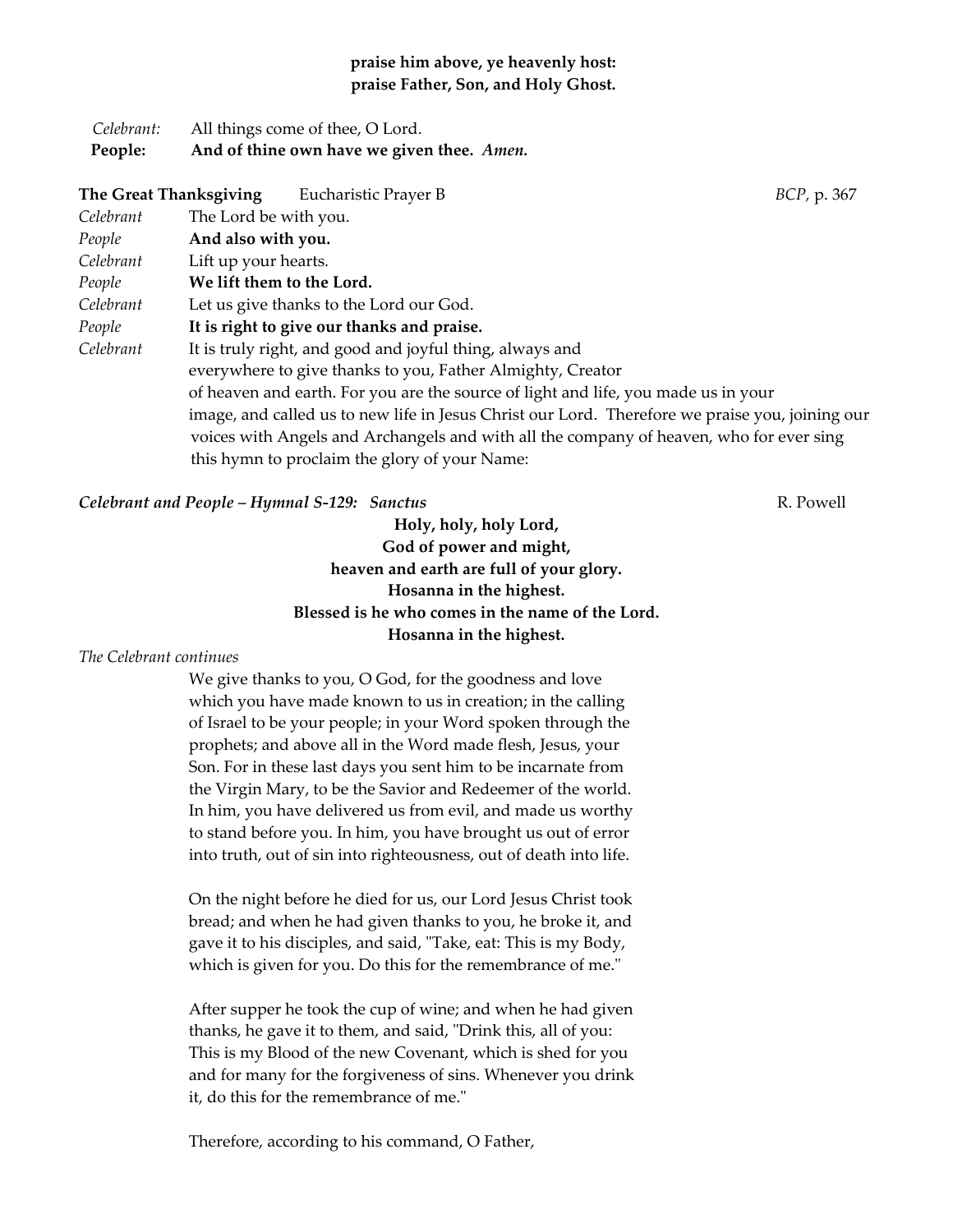**praise him above, ye heavenly host:**
**praise Father, Son, and Holy Ghost.**

*Celebrant:* All things come of thee, O Lord.
**People: And of thine own have we given thee.** ***Amen.***

**The Great Thanksgiving** Eucharistic Prayer B *BCP,* p. 367

*Celebrant* The Lord be with you.
*People* **And also with you.**
*Celebrant* Lift up your hearts.
*People* **We lift them to the Lord.**
*Celebrant* Let us give thanks to the Lord our God.
*People* **It is right to give our thanks and praise.**
*Celebrant* It is truly right, and good and joyful thing, always and everywhere to give thanks to you, Father Almighty, Creator of heaven and earth. For you are the source of light and life, you made us in your image, and called us to new life in Jesus Christ our Lord. Therefore we praise you, joining our voices with Angels and Archangels and with all the company of heaven, who for ever sing this hymn to proclaim the glory of your Name:

***Celebrant and People – Hymnal S-129: Sanctus*** R. Powell

**Holy, holy, holy Lord,**
**God of power and might,**
**heaven and earth are full of your glory.**
**Hosanna in the highest.**
**Blessed is he who comes in the name of the Lord.**
**Hosanna in the highest.**

*The Celebrant continues*

We give thanks to you, O God, for the goodness and love which you have made known to us in creation; in the calling of Israel to be your people; in your Word spoken through the prophets; and above all in the Word made flesh, Jesus, your Son. For in these last days you sent him to be incarnate from the Virgin Mary, to be the Savior and Redeemer of the world. In him, you have delivered us from evil, and made us worthy to stand before you. In him, you have brought us out of error into truth, out of sin into righteousness, out of death into life.

On the night before he died for us, our Lord Jesus Christ took bread; and when he had given thanks to you, he broke it, and gave it to his disciples, and said, "Take, eat: This is my Body, which is given for you. Do this for the remembrance of me."

After supper he took the cup of wine; and when he had given thanks, he gave it to them, and said, "Drink this, all of you: This is my Blood of the new Covenant, which is shed for you and for many for the forgiveness of sins. Whenever you drink it, do this for the remembrance of me."

Therefore, according to his command, O Father,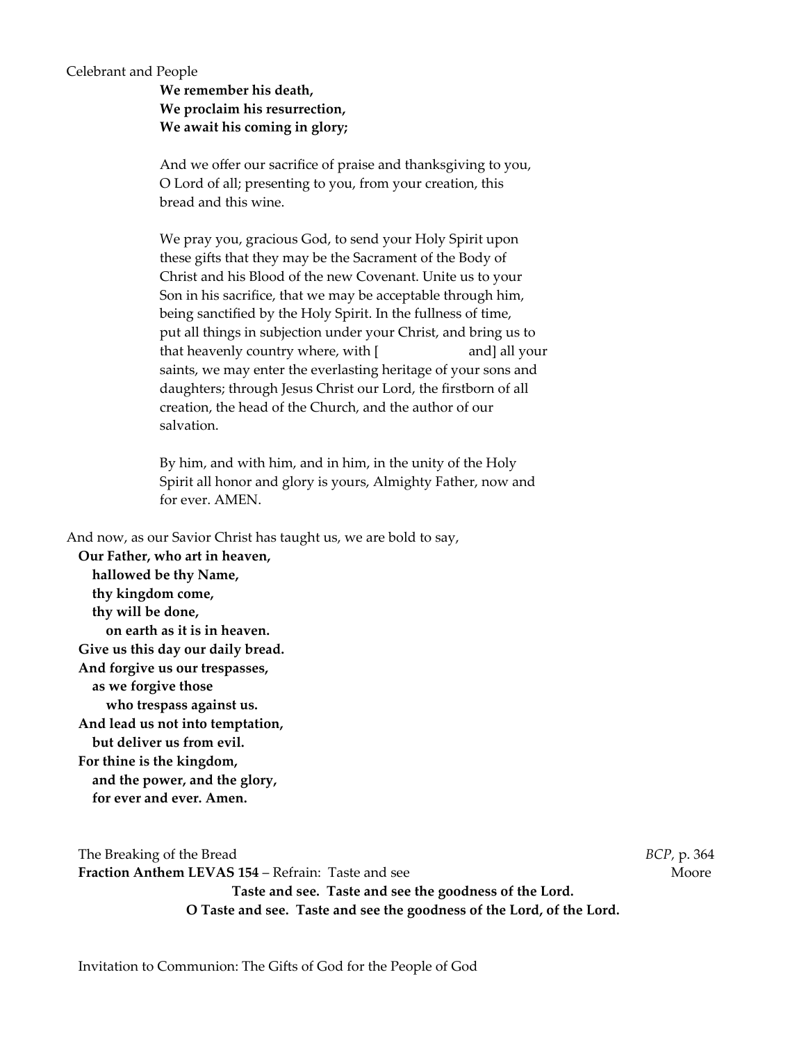Celebrant and People

**We remember his death,**
**We proclaim his resurrection,**
**We await his coming in glory;**

And we offer our sacrifice of praise and thanksgiving to you, O Lord of all; presenting to you, from your creation, this bread and this wine.

We pray you, gracious God, to send your Holy Spirit upon these gifts that they may be the Sacrament of the Body of Christ and his Blood of the new Covenant. Unite us to your Son in his sacrifice, that we may be acceptable through him, being sanctified by the Holy Spirit. In the fullness of time, put all things in subjection under your Christ, and bring us to that heavenly country where, with [                    and] all your saints, we may enter the everlasting heritage of your sons and daughters; through Jesus Christ our Lord, the firstborn of all creation, the head of the Church, and the author of our salvation.

By him, and with him, and in him, in the unity of the Holy Spirit all honor and glory is yours, Almighty Father, now and for ever. AMEN.

And now, as our Savior Christ has taught us, we are bold to say,

**Our Father, who art in heaven,**
**hallowed be thy Name,**
**thy kingdom come,**
**thy will be done,**
**on earth as it is in heaven.**
**Give us this day our daily bread.**
**And forgive us our trespasses,**
**as we forgive those**
**who trespass against us.**
**And lead us not into temptation,**
**but deliver us from evil.**
**For thine is the kingdom,**
**and the power, and the glory,**
**for ever and ever. Amen.**

The Breaking of the Bread — *BCP,* p. 364

**Fraction Anthem LEVAS 154** – Refrain: Taste and see — Moore

**Taste and see. Taste and see the goodness of the Lord.**
**O Taste and see. Taste and see the goodness of the Lord, of the Lord.**

Invitation to Communion: The Gifts of God for the People of God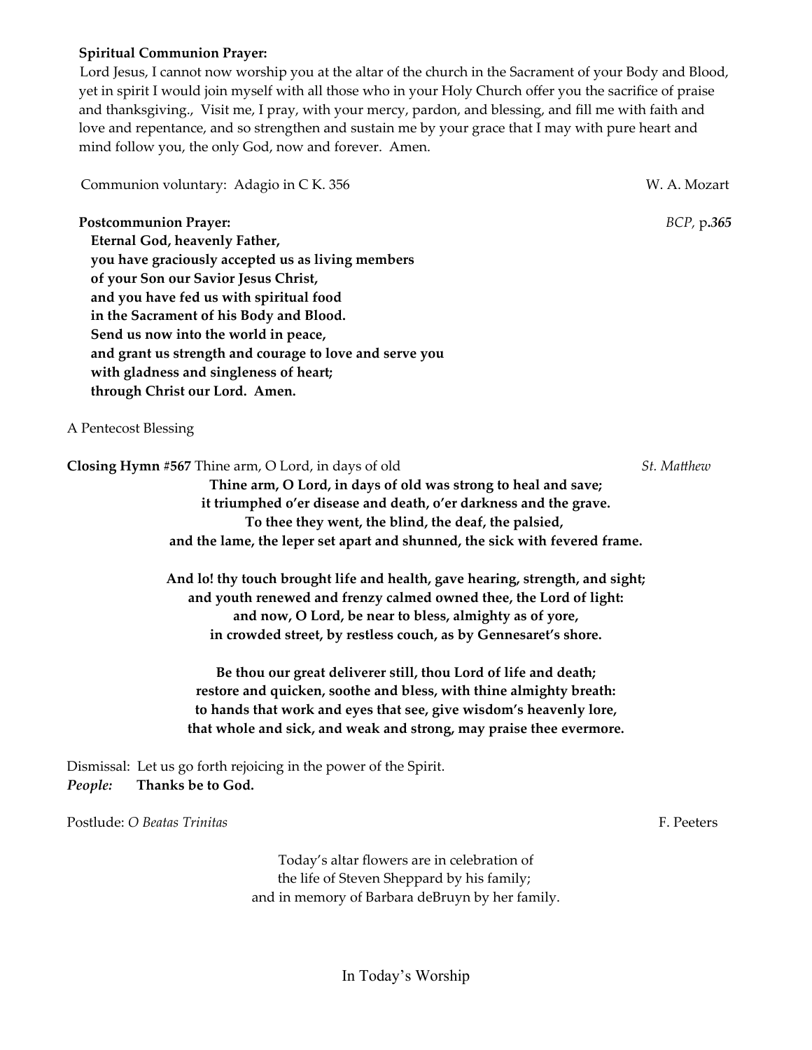**Spiritual Communion Prayer:**
Lord Jesus, I cannot now worship you at the altar of the church in the Sacrament of your Body and Blood, yet in spirit I would join myself with all those who in your Holy Church offer you the sacrifice of praise and thanksgiving., Visit me, I pray, with your mercy, pardon, and blessing, and fill me with faith and love and repentance, and so strengthen and sustain me by your grace that I may with pure heart and mind follow you, the only God, now and forever. Amen.

Communion voluntary: Adagio in C K. 356 — W. A. Mozart

**Postcommunion Prayer:** — *BCP,* p*.365*

**Eternal God, heavenly Father,**
**you have graciously accepted us as living members**
**of your Son our Savior Jesus Christ,**
**and you have fed us with spiritual food**
**in the Sacrament of his Body and Blood.**
**Send us now into the world in peace,**
**and grant us strength and courage to love and serve you**
**with gladness and singleness of heart;**
**through Christ our Lord. Amen.**

A Pentecost Blessing

**Closing Hymn #567** Thine arm, O Lord, in days of old — *St. Matthew*

**Thine arm, O Lord, in days of old was strong to heal and save;**
**it triumphed o'er disease and death, o'er darkness and the grave.**
**To thee they went, the blind, the deaf, the palsied,**
**and the lame, the leper set apart and shunned, the sick with fevered frame.**

**And lo! thy touch brought life and health, gave hearing, strength, and sight;**
**and youth renewed and frenzy calmed owned thee, the Lord of light:**
**and now, O Lord, be near to bless, almighty as of yore,**
**in crowded street, by restless couch, as by Gennesaret's shore.**

**Be thou our great deliverer still, thou Lord of life and death;**
**restore and quicken, soothe and bless, with thine almighty breath:**
**to hands that work and eyes that see, give wisdom's heavenly lore,**
**that whole and sick, and weak and strong, may praise thee evermore.**

Dismissal: Let us go forth rejoicing in the power of the Spirit.
***People:*** **Thanks be to God.**

Postlude: *O Beatas Trinitas* — F. Peeters

Today's altar flowers are in celebration of
the life of Steven Sheppard by his family;
and in memory of Barbara deBruyn by her family.

In Today's Worship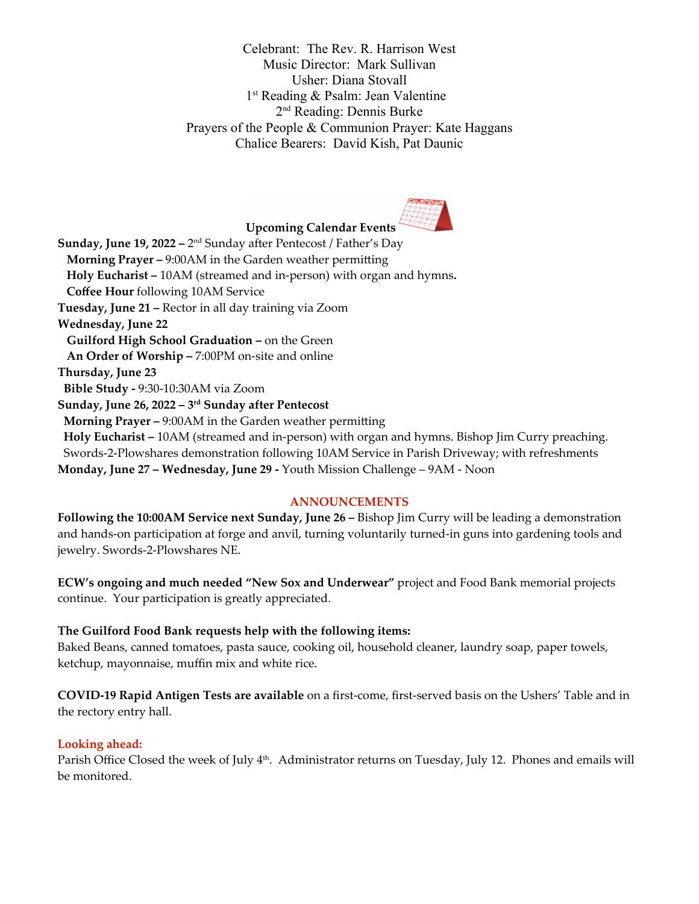Celebrant: The Rev. R. Harrison West
Music Director: Mark Sullivan
Usher: Diana Stovall
1st Reading & Psalm: Jean Valentine
2nd Reading: Dennis Burke
Prayers of the People & Communion Prayer: Kate Haggans
Chalice Bearers: David Kish, Pat Daunic

**Upcoming Calendar Events**

**Sunday, June 19, 2022 –** 2nd Sunday after Pentecost / Father's Day
**Morning Prayer –** 9:00AM in the Garden weather permitting
**Holy Eucharist –** 10AM (streamed and in-person) with organ and hymns**.**
**Coffee Hour** following 10AM Service

**Tuesday, June 21 –** Rector in all day training via Zoom

**Wednesday, June 22**
**Guilford High School Graduation –** on the Green
**An Order of Worship –** 7:00PM on-site and online

**Thursday, June 23**
**Bible Study -** 9:30-10:30AM via Zoom

**Sunday, June 26, 2022 – 3rd Sunday after Pentecost**
**Morning Prayer –** 9:00AM in the Garden weather permitting
**Holy Eucharist –** 10AM (streamed and in-person) with organ and hymns. Bishop Jim Curry preaching.
Swords-2-Plowshares demonstration following 10AM Service in Parish Driveway; with refreshments

**Monday, June 27 – Wednesday, June 29 -** Youth Mission Challenge – 9AM - Noon

## ANNOUNCEMENTS

**Following the 10:00AM Service next Sunday, June 26 –** Bishop Jim Curry will be leading a demonstration and hands-on participation at forge and anvil, turning voluntarily turned-in guns into gardening tools and jewelry. Swords-2-Plowshares NE.

**ECW's ongoing and much needed "New Sox and Underwear"** project and Food Bank memorial projects continue. Your participation is greatly appreciated.

**The Guilford Food Bank requests help with the following items:**
Baked Beans, canned tomatoes, pasta sauce, cooking oil, household cleaner, laundry soap, paper towels, ketchup, mayonnaise, muffin mix and white rice.

**COVID-19 Rapid Antigen Tests are available** on a first-come, first-served basis on the Ushers' Table and in the rectory entry hall.

**Looking ahead:**
Parish Office Closed the week of July 4th. Administrator returns on Tuesday, July 12. Phones and emails will be monitored.